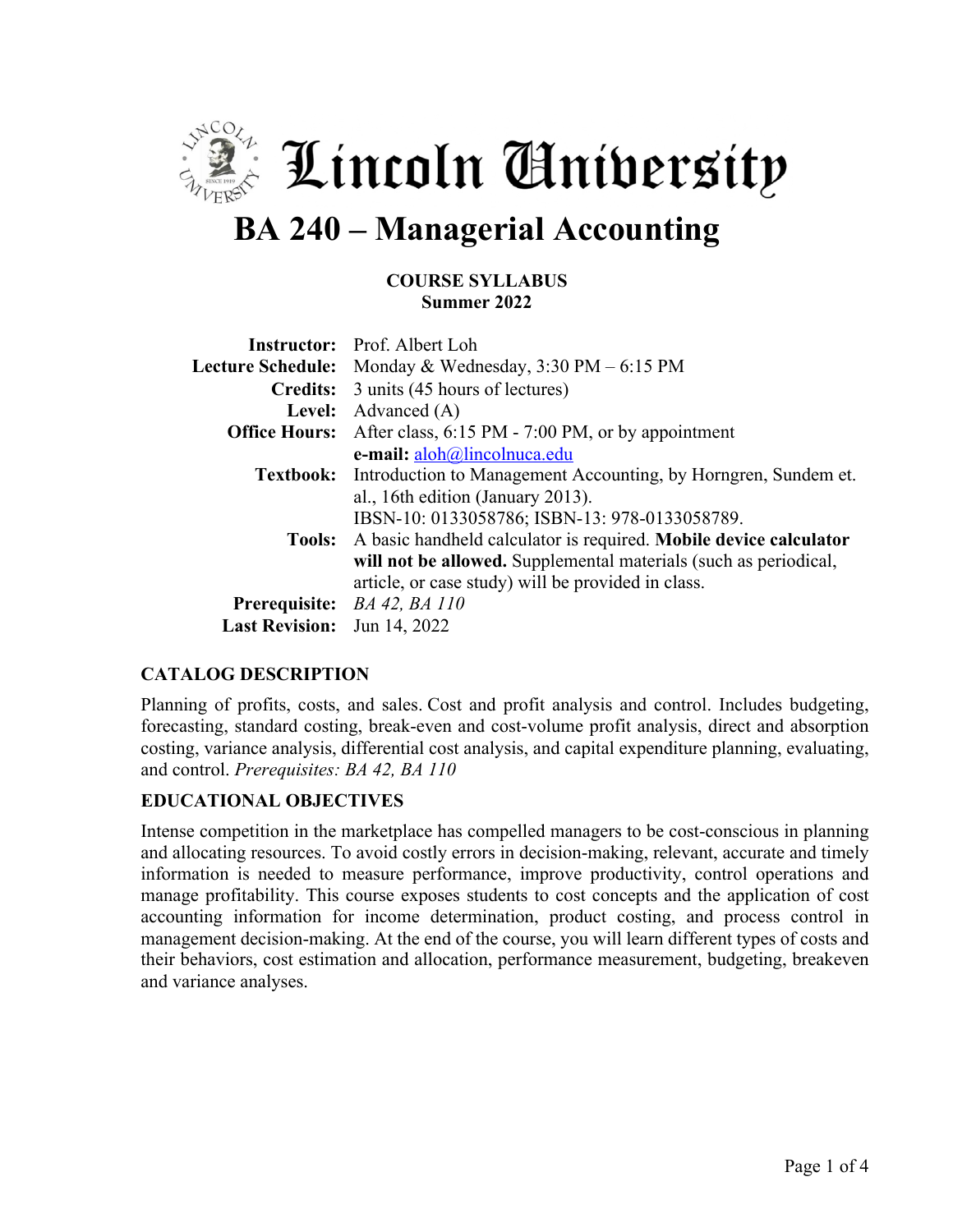# Lincoln University

# BA 240 – Managerial Accounting

**COURSE SYLLABUS**
**Summer 2022**

| | |
|---|---|
| **Instructor:** | Prof. Albert Loh |
| **Lecture Schedule:** | Monday & Wednesday, 3:30 PM – 6:15 PM |
| **Credits:** | 3 units (45 hours of lectures) |
| **Level:** | Advanced (A) |
| **Office Hours:** | After class, 6:15 PM - 7:00 PM, or by appointment **e-mail:** aloh@lincolnuca.edu |
| **Textbook:** | Introduction to Management Accounting, by Horngren, Sundem et. al., 16th edition (January 2013). IBSN-10: 0133058786; ISBN-13: 978-0133058789. |
| **Tools:** | A basic handheld calculator is required. **Mobile device calculator will not be allowed.** Supplemental materials (such as periodical, article, or case study) will be provided in class. |
| **Prerequisite:** | *BA 42, BA 110* |
| **Last Revision:** | Jun 14, 2022 |

### CATALOG DESCRIPTION

Planning of profits, costs, and sales. Cost and profit analysis and control. Includes budgeting, forecasting, standard costing, break-even and cost-volume profit analysis, direct and absorption costing, variance analysis, differential cost analysis, and capital expenditure planning, evaluating, and control. *Prerequisites: BA 42, BA 110*

### EDUCATIONAL OBJECTIVES

Intense competition in the marketplace has compelled managers to be cost-conscious in planning and allocating resources. To avoid costly errors in decision-making, relevant, accurate and timely information is needed to measure performance, improve productivity, control operations and manage profitability. This course exposes students to cost concepts and the application of cost accounting information for income determination, product costing, and process control in management decision-making. At the end of the course, you will learn different types of costs and their behaviors, cost estimation and allocation, performance measurement, budgeting, breakeven and variance analyses.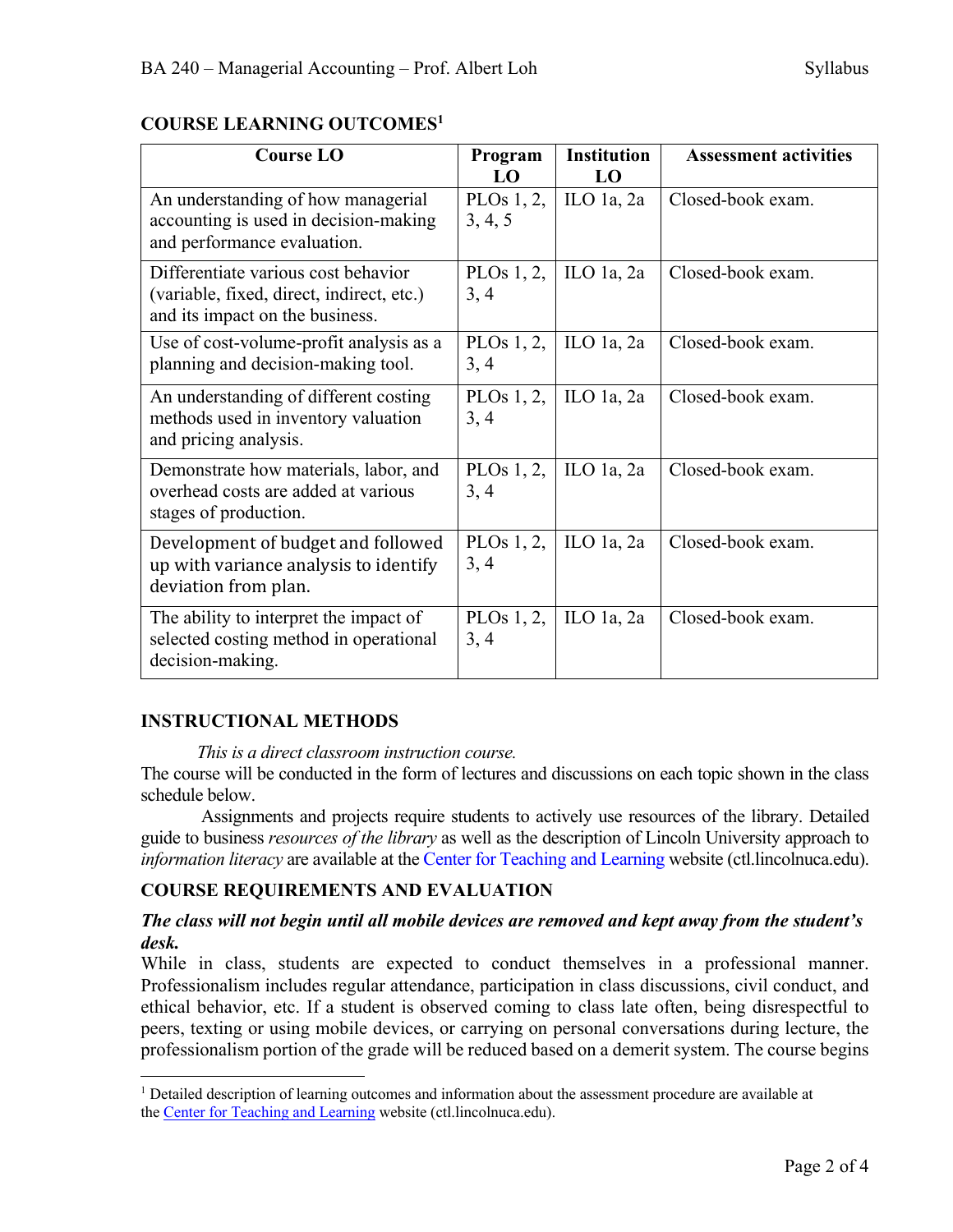## COURSE LEARNING OUTCOMES[1]

| Course LO | Program LO | Institution LO | Assessment activities |
|---|---|---|---|
| An understanding of how managerial accounting is used in decision-making and performance evaluation. | PLOs 1, 2, 3, 4, 5 | ILO 1a, 2a | Closed-book exam. |
| Differentiate various cost behavior (variable, fixed, direct, indirect, etc.) and its impact on the business. | PLOs 1, 2, 3, 4 | ILO 1a, 2a | Closed-book exam. |
| Use of cost-volume-profit analysis as a planning and decision-making tool. | PLOs 1, 2, 3, 4 | ILO 1a, 2a | Closed-book exam. |
| An understanding of different costing methods used in inventory valuation and pricing analysis. | PLOs 1, 2, 3, 4 | ILO 1a, 2a | Closed-book exam. |
| Demonstrate how materials, labor, and overhead costs are added at various stages of production. | PLOs 1, 2, 3, 4 | ILO 1a, 2a | Closed-book exam. |
| Development of budget and followed up with variance analysis to identify deviation from plan. | PLOs 1, 2, 3, 4 | ILO 1a, 2a | Closed-book exam. |
| The ability to interpret the impact of selected costing method in operational decision-making. | PLOs 1, 2, 3, 4 | ILO 1a, 2a | Closed-book exam. |

## INSTRUCTIONAL METHODS

*This is a direct classroom instruction course.*
The course will be conducted in the form of lectures and discussions on each topic shown in the class schedule below.

Assignments and projects require students to actively use resources of the library. Detailed guide to business *resources of the library* as well as the description of Lincoln University approach to *information literacy* are available at the Center for Teaching and Learning website (ctl.lincolnuca.edu).

## COURSE REQUIREMENTS AND EVALUATION

***The class will not begin until all mobile devices are removed and kept away from the student's desk.***

While in class, students are expected to conduct themselves in a professional manner. Professionalism includes regular attendance, participation in class discussions, civil conduct, and ethical behavior, etc. If a student is observed coming to class late often, being disrespectful to peers, texting or using mobile devices, or carrying on personal conversations during lecture, the professionalism portion of the grade will be reduced based on a demerit system. The course begins

[1] Detailed description of learning outcomes and information about the assessment procedure are available at the Center for Teaching and Learning website (ctl.lincolnuca.edu).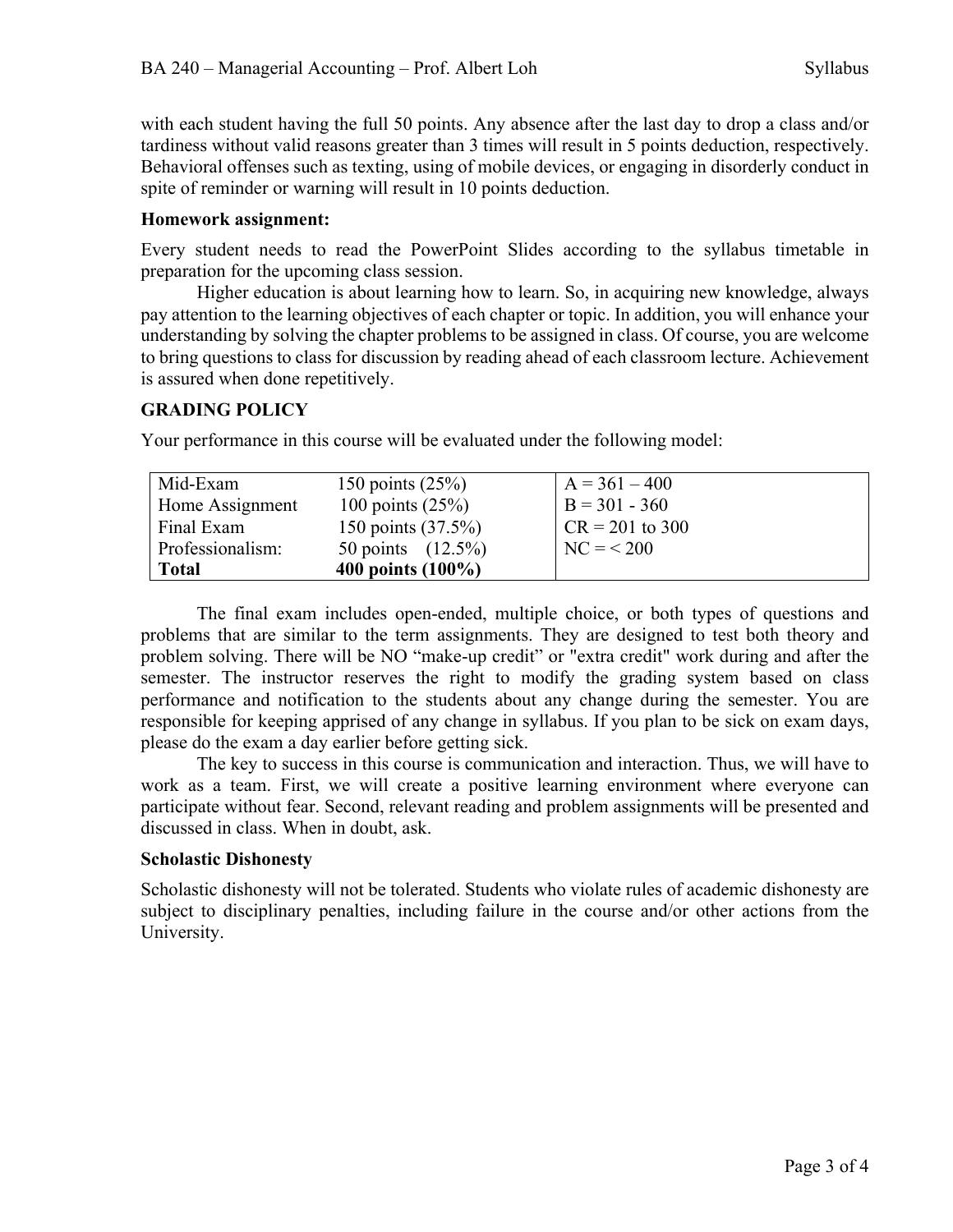with each student having the full 50 points. Any absence after the last day to drop a class and/or tardiness without valid reasons greater than 3 times will result in 5 points deduction, respectively. Behavioral offenses such as texting, using of mobile devices, or engaging in disorderly conduct in spite of reminder or warning will result in 10 points deduction.

**Homework assignment:**

Every student needs to read the PowerPoint Slides according to the syllabus timetable in preparation for the upcoming class session.

Higher education is about learning how to learn. So, in acquiring new knowledge, always pay attention to the learning objectives of each chapter or topic. In addition, you will enhance your understanding by solving the chapter problems to be assigned in class. Of course, you are welcome to bring questions to class for discussion by reading ahead of each classroom lecture. Achievement is assured when done repetitively.

## GRADING POLICY

Your performance in this course will be evaluated under the following model:

| | | |
|---|---|---|
| Mid-Exam | 150 points (25%) | A = 361 – 400 |
| Home Assignment | 100 points (25%) | B = 301 - 360 |
| Final Exam | 150 points (37.5%) | CR = 201 to 300 |
| Professionalism: | 50 points (12.5%) | NC = < 200 |
| **Total** | **400 points (100%)** | |

The final exam includes open-ended, multiple choice, or both types of questions and problems that are similar to the term assignments. They are designed to test both theory and problem solving. There will be NO "make-up credit" or "extra credit" work during and after the semester. The instructor reserves the right to modify the grading system based on class performance and notification to the students about any change during the semester. You are responsible for keeping apprised of any change in syllabus. If you plan to be sick on exam days, please do the exam a day earlier before getting sick.

The key to success in this course is communication and interaction. Thus, we will have to work as a team. First, we will create a positive learning environment where everyone can participate without fear. Second, relevant reading and problem assignments will be presented and discussed in class. When in doubt, ask.

**Scholastic Dishonesty**

Scholastic dishonesty will not be tolerated. Students who violate rules of academic dishonesty are subject to disciplinary penalties, including failure in the course and/or other actions from the University.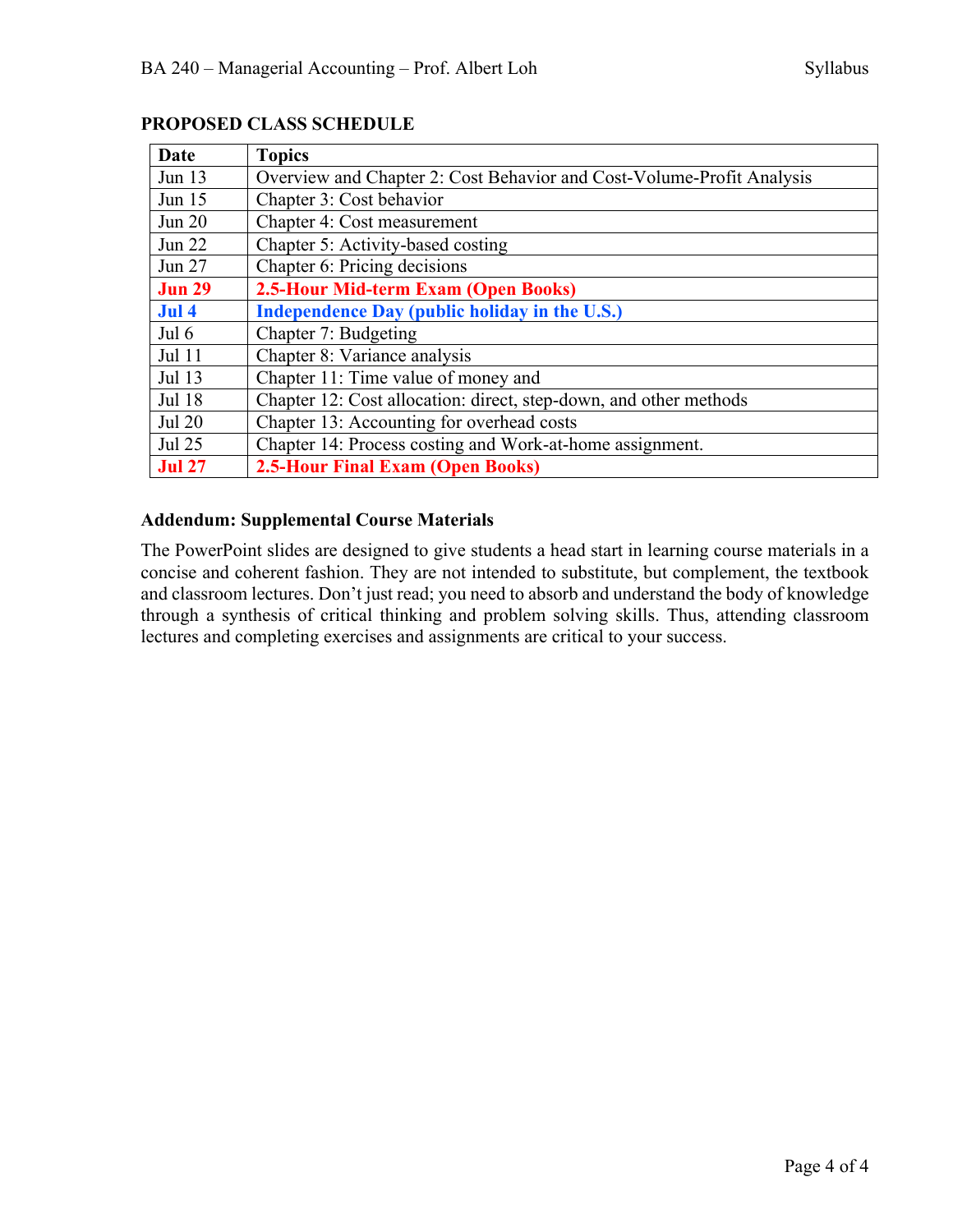**PROPOSED CLASS SCHEDULE**

| Date | Topics |
|---|---|
| Jun 13 | Overview and Chapter 2: Cost Behavior and Cost-Volume-Profit Analysis |
| Jun 15 | Chapter 3: Cost behavior |
| Jun 20 | Chapter 4: Cost measurement |
| Jun 22 | Chapter 5: Activity-based costing |
| Jun 27 | Chapter 6: Pricing decisions |
| **Jun 29** | **2.5-Hour Mid-term Exam (Open Books)** |
| **Jul 4** | **Independence Day (public holiday in the U.S.)** |
| Jul 6 | Chapter 7: Budgeting |
| Jul 11 | Chapter 8: Variance analysis |
| Jul 13 | Chapter 11: Time value of money and |
| Jul 18 | Chapter 12: Cost allocation: direct, step-down, and other methods |
| Jul 20 | Chapter 13: Accounting for overhead costs |
| Jul 25 | Chapter 14: Process costing and Work-at-home assignment. |
| **Jul 27** | **2.5-Hour Final Exam (Open Books)** |

**Addendum: Supplemental Course Materials**

The PowerPoint slides are designed to give students a head start in learning course materials in a concise and coherent fashion. They are not intended to substitute, but complement, the textbook and classroom lectures. Don't just read; you need to absorb and understand the body of knowledge through a synthesis of critical thinking and problem solving skills. Thus, attending classroom lectures and completing exercises and assignments are critical to your success.